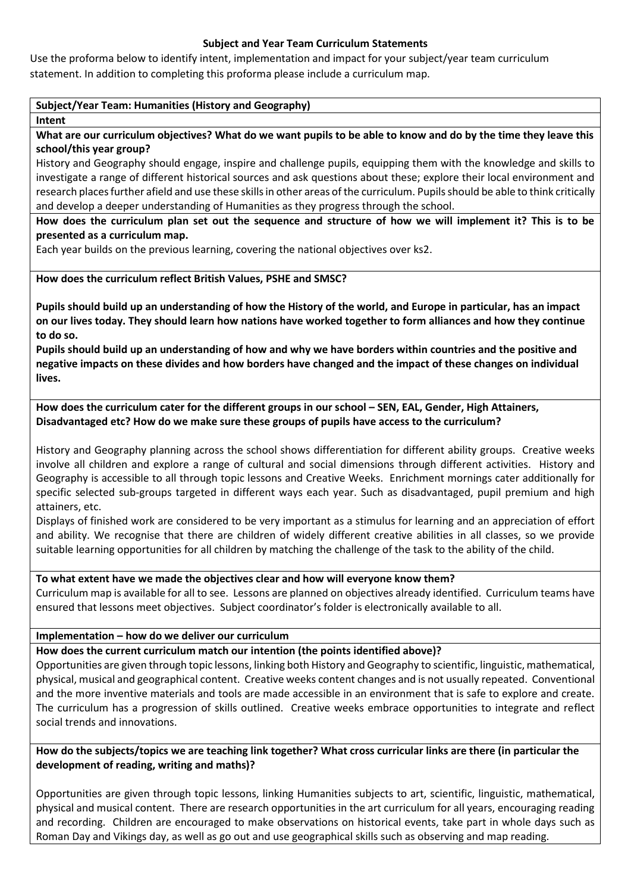# Subject and Year Team Curriculum Statements

Use the proforma below to identify intent, implementation and impact for your subject/year team curriculum statement. In addition to completing this proforma please include a curriculum map.

**Subject/Year Team: Humanities (History and Geography)**

## Intent

**What are our curriculum objectives? What do we want pupils to be able to know and do by the time they leave this school/this year group?**

History and Geography should engage, inspire and challenge pupils, equipping them with the knowledge and skills to investigate a range of different historical sources and ask questions about these; explore their local environment and research places further afield and use these skills in other areas of the curriculum. Pupils should be able to think critically and develop a deeper understanding of Humanities as they progress through the school.

**How does the curriculum plan set out the sequence and structure of how we will implement it? This is to be presented as a curriculum map.**

Each year builds on the previous learning, covering the national objectives over ks2.

**How does the curriculum reflect British Values, PSHE and SMSC?**

**Pupils should build up an understanding of how the History of the world, and Europe in particular, has an impact on our lives today. They should learn how nations have worked together to form alliances and how they continue to do so.**

**Pupils should build up an understanding of how and why we have borders within countries and the positive and negative impacts on these divides and how borders have changed and the impact of these changes on individual lives.**

**How does the curriculum cater for the different groups in our school – SEN, EAL, Gender, High Attainers, Disadvantaged etc? How do we make sure these groups of pupils have access to the curriculum?**

History and Geography planning across the school shows differentiation for different ability groups. Creative weeks involve all children and explore a range of cultural and social dimensions through different activities. History and Geography is accessible to all through topic lessons and Creative Weeks. Enrichment mornings cater additionally for specific selected sub-groups targeted in different ways each year. Such as disadvantaged, pupil premium and high attainers, etc.

Displays of finished work are considered to be very important as a stimulus for learning and an appreciation of effort and ability. We recognise that there are children of widely different creative abilities in all classes, so we provide suitable learning opportunities for all children by matching the challenge of the task to the ability of the child.

**To what extent have we made the objectives clear and how will everyone know them?**

Curriculum map is available for all to see. Lessons are planned on objectives already identified. Curriculum teams have ensured that lessons meet objectives. Subject coordinator's folder is electronically available to all.

## Implementation – how do we deliver our curriculum

**How does the current curriculum match our intention (the points identified above)?**

Opportunities are given through topic lessons, linking both History and Geography to scientific, linguistic, mathematical, physical, musical and geographical content. Creative weeks content changes and is not usually repeated. Conventional and the more inventive materials and tools are made accessible in an environment that is safe to explore and create. The curriculum has a progression of skills outlined. Creative weeks embrace opportunities to integrate and reflect social trends and innovations.

**How do the subjects/topics we are teaching link together? What cross curricular links are there (in particular the development of reading, writing and maths)?**

Opportunities are given through topic lessons, linking Humanities subjects to art, scientific, linguistic, mathematical, physical and musical content. There are research opportunities in the art curriculum for all years, encouraging reading and recording. Children are encouraged to make observations on historical events, take part in whole days such as Roman Day and Vikings day, as well as go out and use geographical skills such as observing and map reading.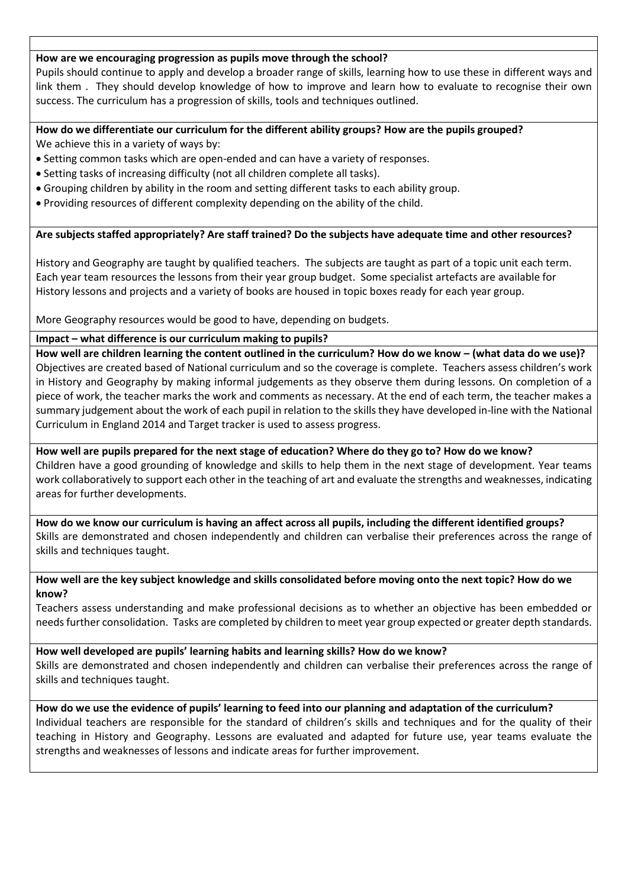**How are we encouraging progression as pupils move through the school?**

Pupils should continue to apply and develop a broader range of skills, learning how to use these in different ways and link them . They should develop knowledge of how to improve and learn how to evaluate to recognise their own success. The curriculum has a progression of skills, tools and techniques outlined.

**How do we differentiate our curriculum for the different ability groups? How are the pupils grouped?**

We achieve this in a variety of ways by:

- Setting common tasks which are open-ended and can have a variety of responses.
- Setting tasks of increasing difficulty (not all children complete all tasks).
- Grouping children by ability in the room and setting different tasks to each ability group.
- Providing resources of different complexity depending on the ability of the child.

**Are subjects staffed appropriately? Are staff trained? Do the subjects have adequate time and other resources?**

History and Geography are taught by qualified teachers. The subjects are taught as part of a topic unit each term. Each year team resources the lessons from their year group budget. Some specialist artefacts are available for History lessons and projects and a variety of books are housed in topic boxes ready for each year group.

More Geography resources would be good to have, depending on budgets.

**Impact – what difference is our curriculum making to pupils?**

**How well are children learning the content outlined in the curriculum? How do we know – (what data do we use)?**

Objectives are created based of National curriculum and so the coverage is complete. Teachers assess children's work in History and Geography by making informal judgements as they observe them during lessons. On completion of a piece of work, the teacher marks the work and comments as necessary. At the end of each term, the teacher makes a summary judgement about the work of each pupil in relation to the skills they have developed in-line with the National Curriculum in England 2014 and Target tracker is used to assess progress.

**How well are pupils prepared for the next stage of education? Where do they go to? How do we know?**

Children have a good grounding of knowledge and skills to help them in the next stage of development. Year teams work collaboratively to support each other in the teaching of art and evaluate the strengths and weaknesses, indicating areas for further developments.

**How do we know our curriculum is having an affect across all pupils, including the different identified groups?**

Skills are demonstrated and chosen independently and children can verbalise their preferences across the range of skills and techniques taught.

**How well are the key subject knowledge and skills consolidated before moving onto the next topic? How do we know?**

Teachers assess understanding and make professional decisions as to whether an objective has been embedded or needs further consolidation. Tasks are completed by children to meet year group expected or greater depth standards.

**How well developed are pupils' learning habits and learning skills? How do we know?**

Skills are demonstrated and chosen independently and children can verbalise their preferences across the range of skills and techniques taught.

**How do we use the evidence of pupils' learning to feed into our planning and adaptation of the curriculum?**

Individual teachers are responsible for the standard of children's skills and techniques and for the quality of their teaching in History and Geography. Lessons are evaluated and adapted for future use, year teams evaluate the strengths and weaknesses of lessons and indicate areas for further improvement.